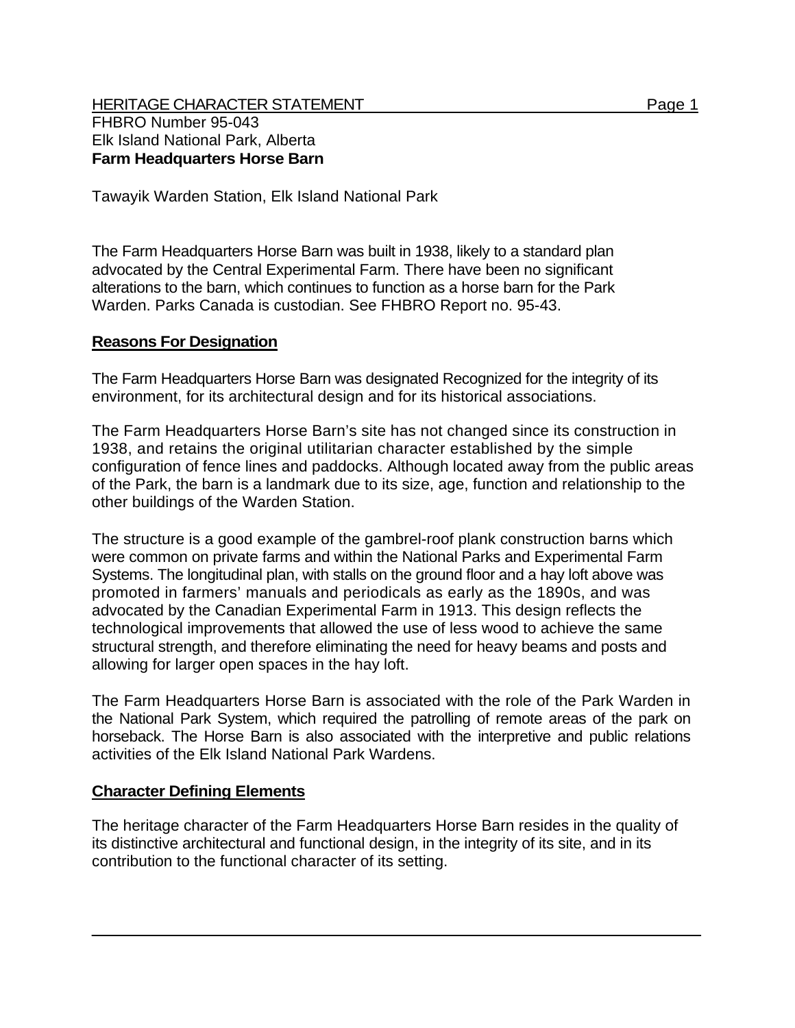HERITAGE CHARACTER STATEMENT

FHBRO Number 95-043
Elk Island National Park, Alberta
**Farm Headquarters Horse Barn**

Tawayik Warden Station, Elk Island National Park

The Farm Headquarters Horse Barn was built in 1938, likely to a standard plan advocated by the Central Experimental Farm. There have been no significant alterations to the barn, which continues to function as a horse barn for the Park Warden. Parks Canada is custodian. See FHBRO Report no. 95-43.

## Reasons For Designation

The Farm Headquarters Horse Barn was designated Recognized for the integrity of its environment, for its architectural design and for its historical associations.

The Farm Headquarters Horse Barn's site has not changed since its construction in 1938, and retains the original utilitarian character established by the simple configuration of fence lines and paddocks. Although located away from the public areas of the Park, the barn is a landmark due to its size, age, function and relationship to the other buildings of the Warden Station.

The structure is a good example of the gambrel-roof plank construction barns which were common on private farms and within the National Parks and Experimental Farm Systems. The longitudinal plan, with stalls on the ground floor and a hay loft above was promoted in farmers' manuals and periodicals as early as the 1890s, and was advocated by the Canadian Experimental Farm in 1913. This design reflects the technological improvements that allowed the use of less wood to achieve the same structural strength, and therefore eliminating the need for heavy beams and posts and allowing for larger open spaces in the hay loft.

The Farm Headquarters Horse Barn is associated with the role of the Park Warden in the National Park System, which required the patrolling of remote areas of the park on horseback. The Horse Barn is also associated with the interpretive and public relations activities of the Elk Island National Park Wardens.

## Character Defining Elements

The heritage character of the Farm Headquarters Horse Barn resides in the quality of its distinctive architectural and functional design, in the integrity of its site, and in its contribution to the functional character of its setting.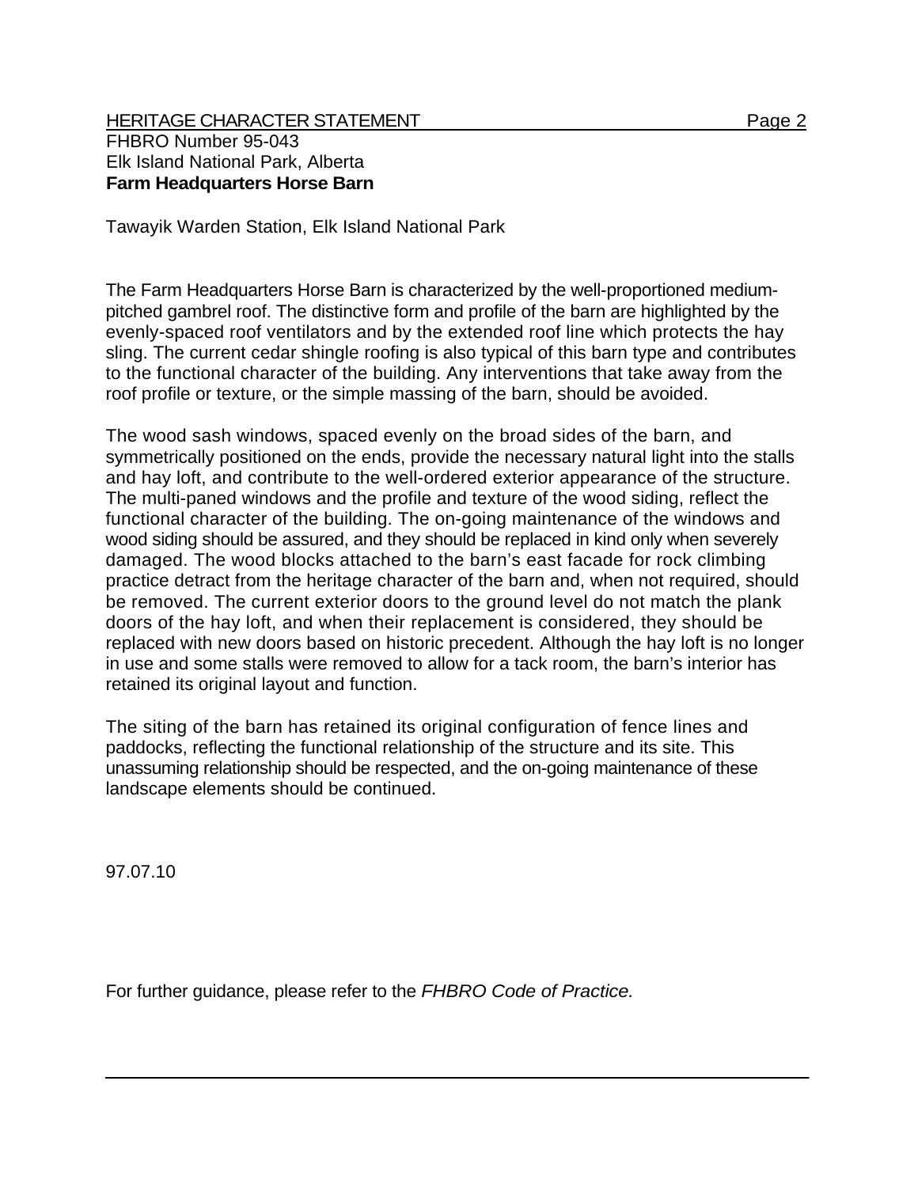Tawayik Warden Station, Elk Island National Park

The Farm Headquarters Horse Barn is characterized by the well-proportioned medium-pitched gambrel roof. The distinctive form and profile of the barn are highlighted by the evenly-spaced roof ventilators and by the extended roof line which protects the hay sling. The current cedar shingle roofing is also typical of this barn type and contributes to the functional character of the building. Any interventions that take away from the roof profile or texture, or the simple massing of the barn, should be avoided.

The wood sash windows, spaced evenly on the broad sides of the barn, and symmetrically positioned on the ends, provide the necessary natural light into the stalls and hay loft, and contribute to the well-ordered exterior appearance of the structure. The multi-paned windows and the profile and texture of the wood siding, reflect the functional character of the building. The on-going maintenance of the windows and wood siding should be assured, and they should be replaced in kind only when severely damaged. The wood blocks attached to the barn's east facade for rock climbing practice detract from the heritage character of the barn and, when not required, should be removed. The current exterior doors to the ground level do not match the plank doors of the hay loft, and when their replacement is considered, they should be replaced with new doors based on historic precedent. Although the hay loft is no longer in use and some stalls were removed to allow for a tack room, the barn's interior has retained its original layout and function.

The siting of the barn has retained its original configuration of fence lines and paddocks, reflecting the functional relationship of the structure and its site. This unassuming relationship should be respected, and the on-going maintenance of these landscape elements should be continued.

97.07.10

For further guidance, please refer to the *FHBRO Code of Practice.*